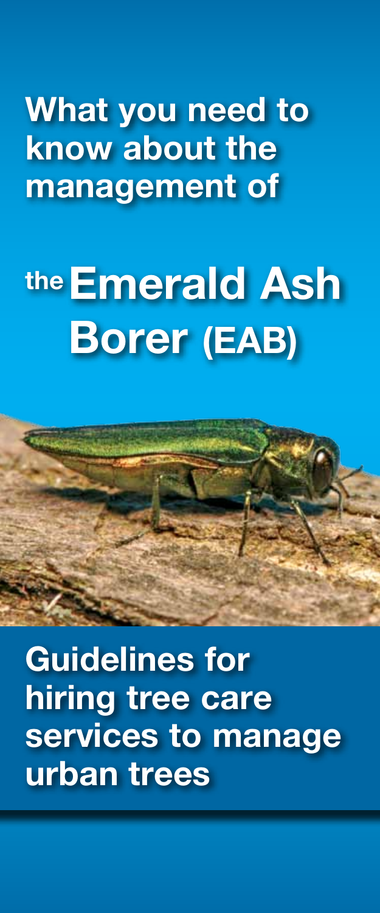# What you need to know about the management of

# the Emerald Ash Borer (EAB)

## Guidelines for hiring tree care services to manage urban trees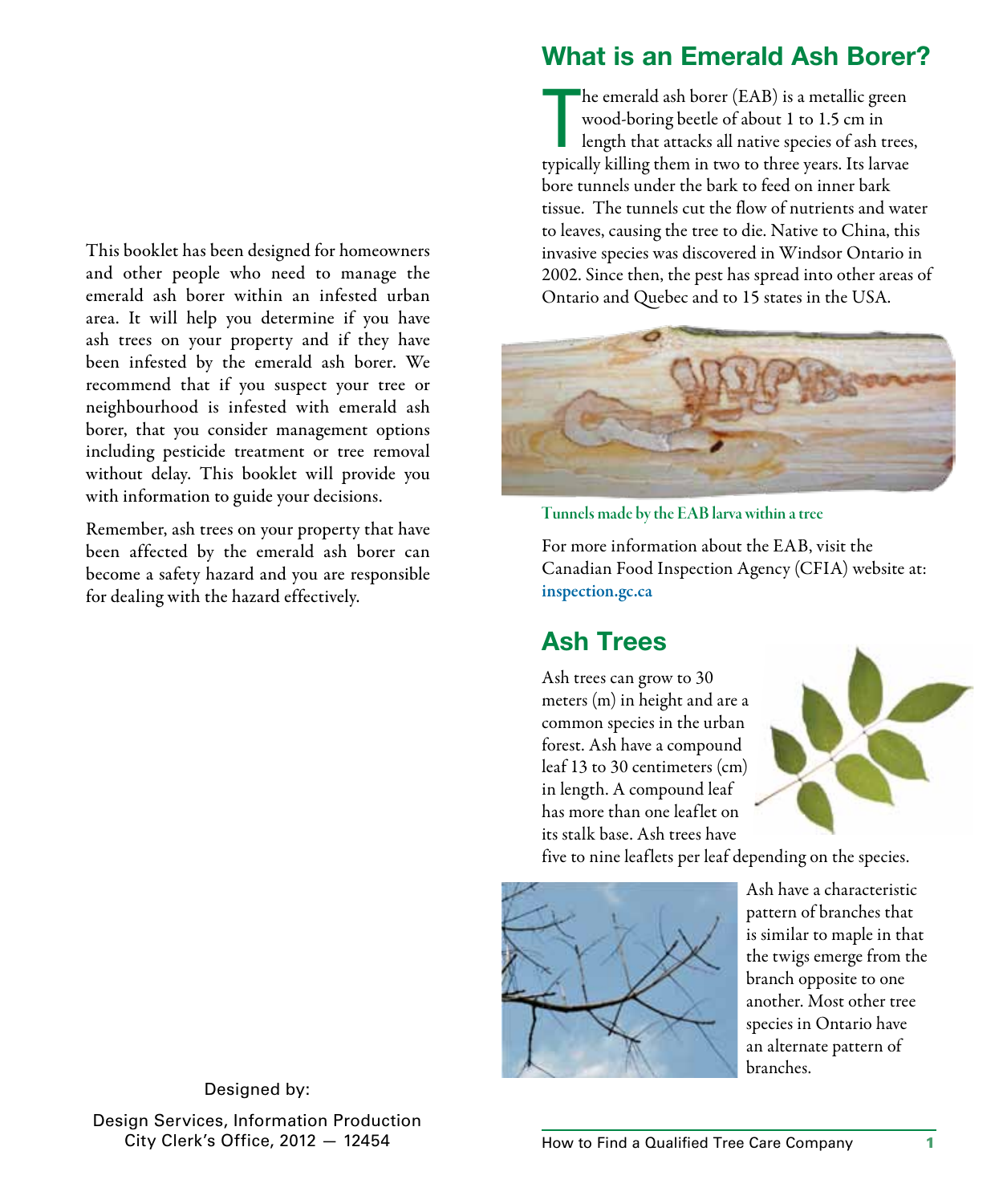This booklet has been designed for homeowners and other people who need to manage the emerald ash borer within an infested urban area. It will help you determine if you have ash trees on your property and if they have been infested by the emerald ash borer. We recommend that if you suspect your tree or neighbourhood is infested with emerald ash borer, that you consider management options including pesticide treatment or tree removal without delay. This booklet will provide you with information to guide your decisions.

Remember, ash trees on your property that have been affected by the emerald ash borer can become a safety hazard and you are responsible for dealing with the hazard effectively.

Designed by:

Design Services, Information Production
City Clerk's Office, 2012 — 12454

## What is an Emerald Ash Borer?

The emerald ash borer (EAB) is a metallic green wood-boring beetle of about 1 to 1.5 cm in length that attacks all native species of ash trees, typically killing them in two to three years. Its larvae bore tunnels under the bark to feed on inner bark tissue. The tunnels cut the flow of nutrients and water to leaves, causing the tree to die. Native to China, this invasive species was discovered in Windsor Ontario in 2002. Since then, the pest has spread into other areas of Ontario and Quebec and to 15 states in the USA.

Tunnels made by the EAB larva within a tree

For more information about the EAB, visit the Canadian Food Inspection Agency (CFIA) website at: **inspection.gc.ca**

## Ash Trees

Ash trees can grow to 30 meters (m) in height and are a common species in the urban forest. Ash have a compound leaf 13 to 30 centimeters (cm) in length. A compound leaf has more than one leaflet on its stalk base. Ash trees have five to nine leaflets per leaf depending on the species.

Ash have a characteristic pattern of branches that is similar to maple in that the twigs emerge from the branch opposite to one another. Most other tree species in Ontario have an alternate pattern of branches.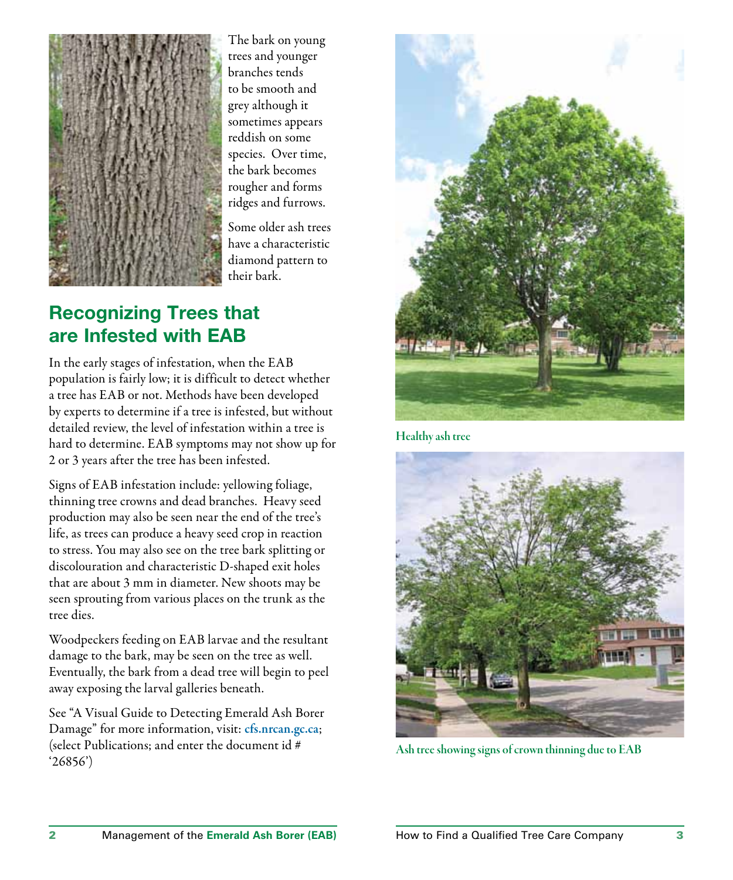The bark on young trees and younger branches tends to be smooth and grey although it sometimes appears reddish on some species. Over time, the bark becomes rougher and forms ridges and furrows.

Some older ash trees have a characteristic diamond pattern to their bark.

## Recognizing Trees that are Infested with EAB

In the early stages of infestation, when the EAB population is fairly low; it is difficult to detect whether a tree has EAB or not. Methods have been developed by experts to determine if a tree is infested, but without detailed review, the level of infestation within a tree is hard to determine. EAB symptoms may not show up for 2 or 3 years after the tree has been infested.

Signs of EAB infestation include: yellowing foliage, thinning tree crowns and dead branches. Heavy seed production may also be seen near the end of the tree's life, as trees can produce a heavy seed crop in reaction to stress. You may also see on the tree bark splitting or discolouration and characteristic D-shaped exit holes that are about 3 mm in diameter. New shoots may be seen sprouting from various places on the trunk as the tree dies.

Woodpeckers feeding on EAB larvae and the resultant damage to the bark, may be seen on the tree as well. Eventually, the bark from a dead tree will begin to peel away exposing the larval galleries beneath.

See "A Visual Guide to Detecting Emerald Ash Borer Damage" for more information, visit: **cfs.nrcan.gc.ca**; (select Publications; and enter the document id # '26856')

Healthy ash tree

Ash tree showing signs of crown thinning due to EAB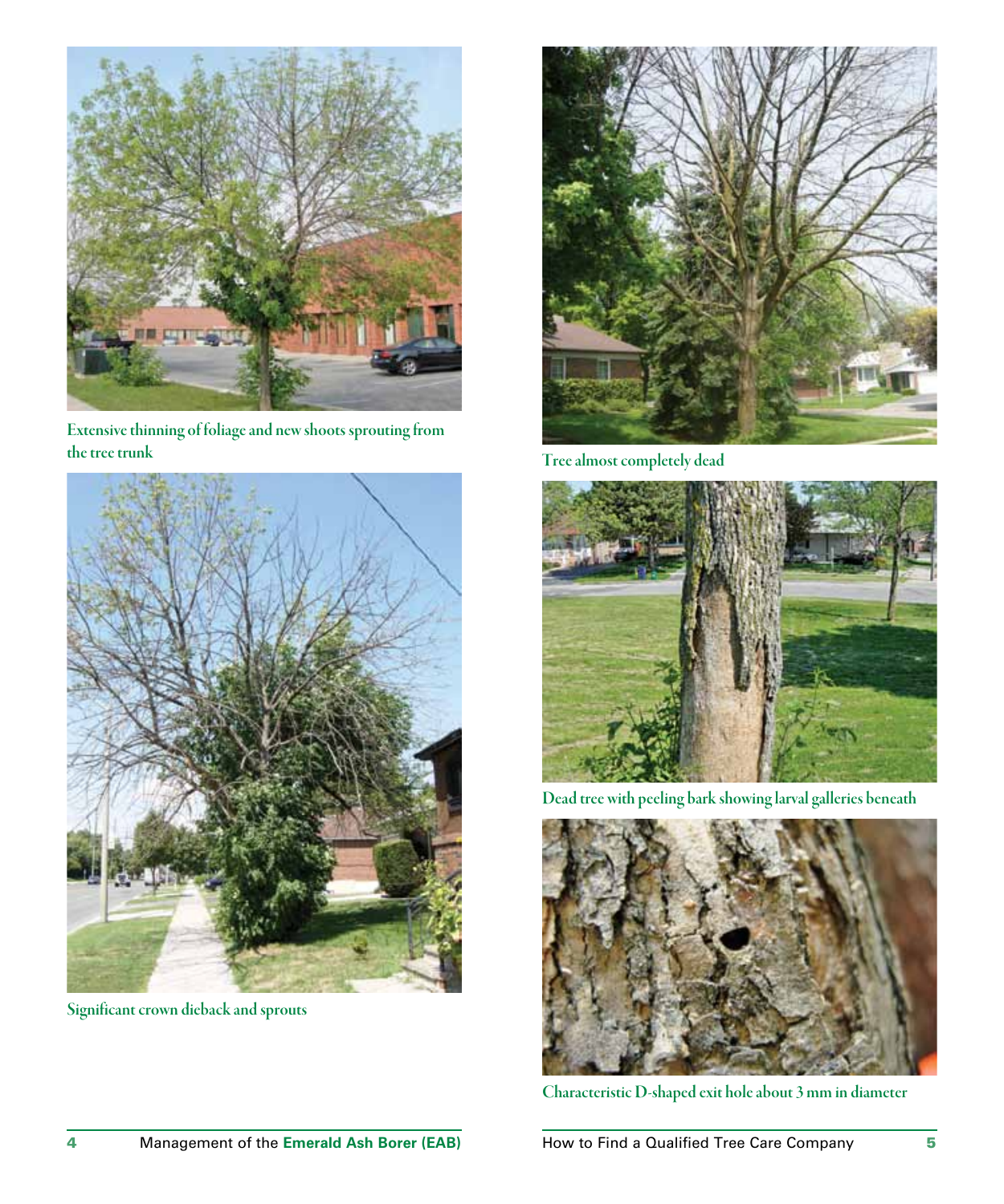Extensive thinning of foliage and new shoots sprouting from the tree trunk

Significant crown dieback and sprouts

Tree almost completely dead

Dead tree with peeling bark showing larval galleries beneath

Characteristic D-shaped exit hole about 3 mm in diameter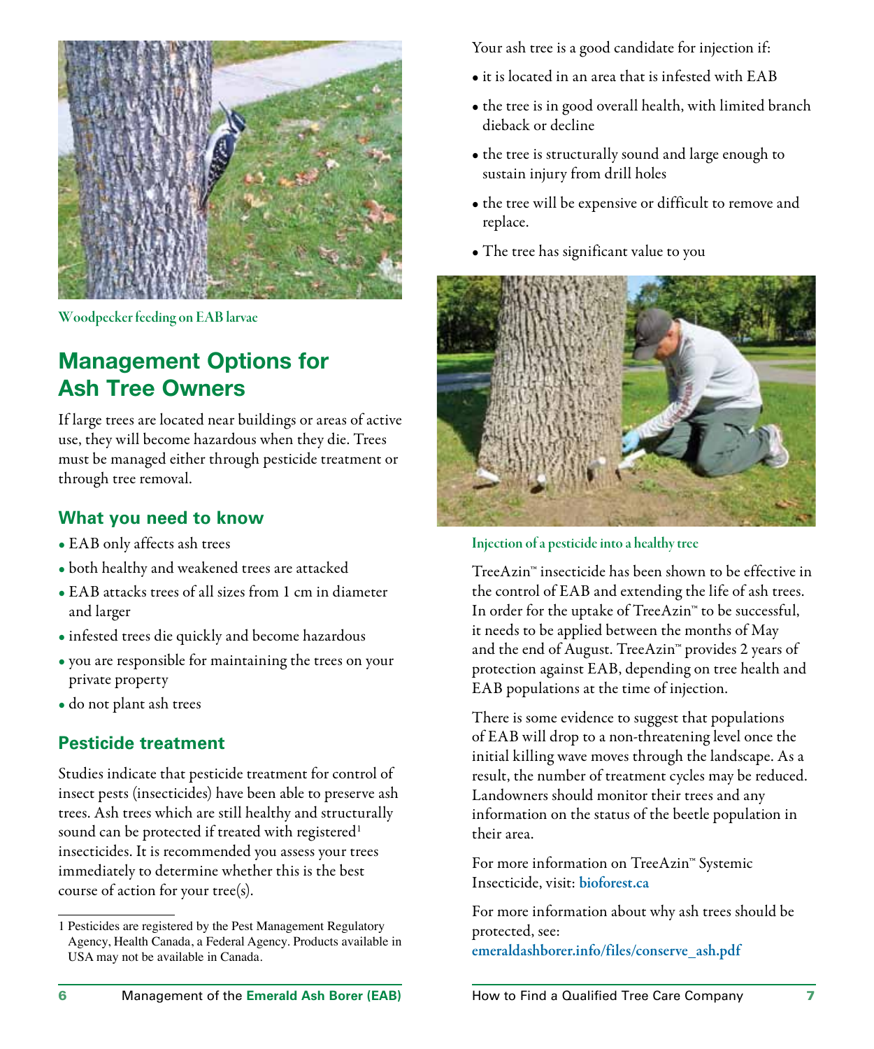Woodpecker feeding on EAB larvae

## Management Options for Ash Tree Owners

If large trees are located near buildings or areas of active use, they will become hazardous when they die. Trees must be managed either through pesticide treatment or through tree removal.

### What you need to know

- EAB only affects ash trees
- both healthy and weakened trees are attacked
- EAB attacks trees of all sizes from 1 cm in diameter and larger
- infested trees die quickly and become hazardous
- you are responsible for maintaining the trees on your private property
- do not plant ash trees

### Pesticide treatment

Studies indicate that pesticide treatment for control of insect pests (insecticides) have been able to preserve ash trees. Ash trees which are still healthy and structurally sound can be protected if treated with registered[1] insecticides. It is recommended you assess your trees immediately to determine whether this is the best course of action for your tree(s).

[1] Pesticides are registered by the Pest Management Regulatory Agency, Health Canada, a Federal Agency. Products available in USA may not be available in Canada.

Your ash tree is a good candidate for injection if:

- it is located in an area that is infested with EAB
- the tree is in good overall health, with limited branch dieback or decline
- the tree is structurally sound and large enough to sustain injury from drill holes
- the tree will be expensive or difficult to remove and replace.
- The tree has significant value to you

Injection of a pesticide into a healthy tree

TreeAzin™ insecticide has been shown to be effective in the control of EAB and extending the life of ash trees. In order for the uptake of TreeAzin™ to be successful, it needs to be applied between the months of May and the end of August. TreeAzin™ provides 2 years of protection against EAB, depending on tree health and EAB populations at the time of injection.

There is some evidence to suggest that populations of EAB will drop to a non-threatening level once the initial killing wave moves through the landscape. As a result, the number of treatment cycles may be reduced. Landowners should monitor their trees and any information on the status of the beetle population in their area.

For more information on TreeAzin™ Systemic Insecticide, visit: **bioforest.ca**

For more information about why ash trees should be protected, see: **emeraldashborer.info/files/conserve_ash.pdf**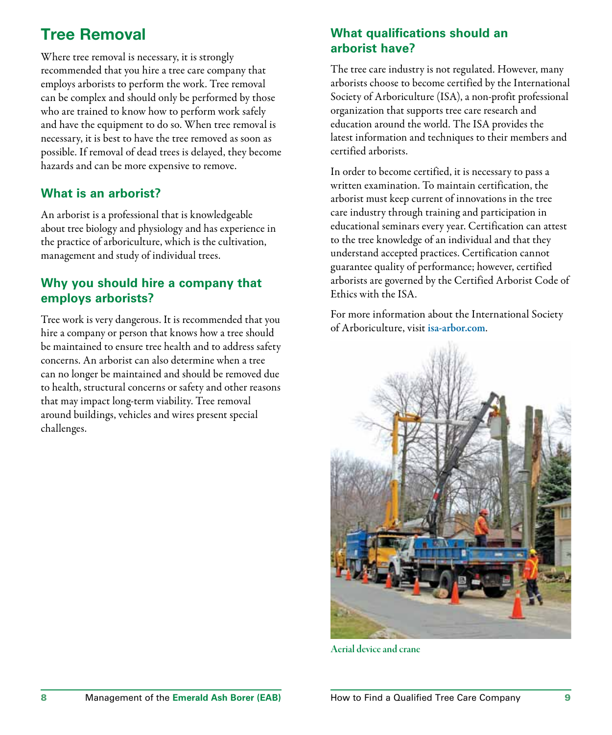## Tree Removal

Where tree removal is necessary, it is strongly recommended that you hire a tree care company that employs arborists to perform the work. Tree removal can be complex and should only be performed by those who are trained to know how to perform work safely and have the equipment to do so. When tree removal is necessary, it is best to have the tree removed as soon as possible. If removal of dead trees is delayed, they become hazards and can be more expensive to remove.

### What is an arborist?

An arborist is a professional that is knowledgeable about tree biology and physiology and has experience in the practice of arboriculture, which is the cultivation, management and study of individual trees.

### Why you should hire a company that employs arborists?

Tree work is very dangerous. It is recommended that you hire a company or person that knows how a tree should be maintained to ensure tree health and to address safety concerns. An arborist can also determine when a tree can no longer be maintained and should be removed due to health, structural concerns or safety and other reasons that may impact long-term viability. Tree removal around buildings, vehicles and wires present special challenges.

### What qualifications should an arborist have?

The tree care industry is not regulated. However, many arborists choose to become certified by the International Society of Arboriculture (ISA), a non-profit professional organization that supports tree care research and education around the world. The ISA provides the latest information and techniques to their members and certified arborists.

In order to become certified, it is necessary to pass a written examination. To maintain certification, the arborist must keep current of innovations in the tree care industry through training and participation in educational seminars every year. Certification can attest to the tree knowledge of an individual and that they understand accepted practices. Certification cannot guarantee quality of performance; however, certified arborists are governed by the Certified Arborist Code of Ethics with the ISA.

For more information about the International Society of Arboriculture, visit **isa-arbor.com**.

Aerial device and crane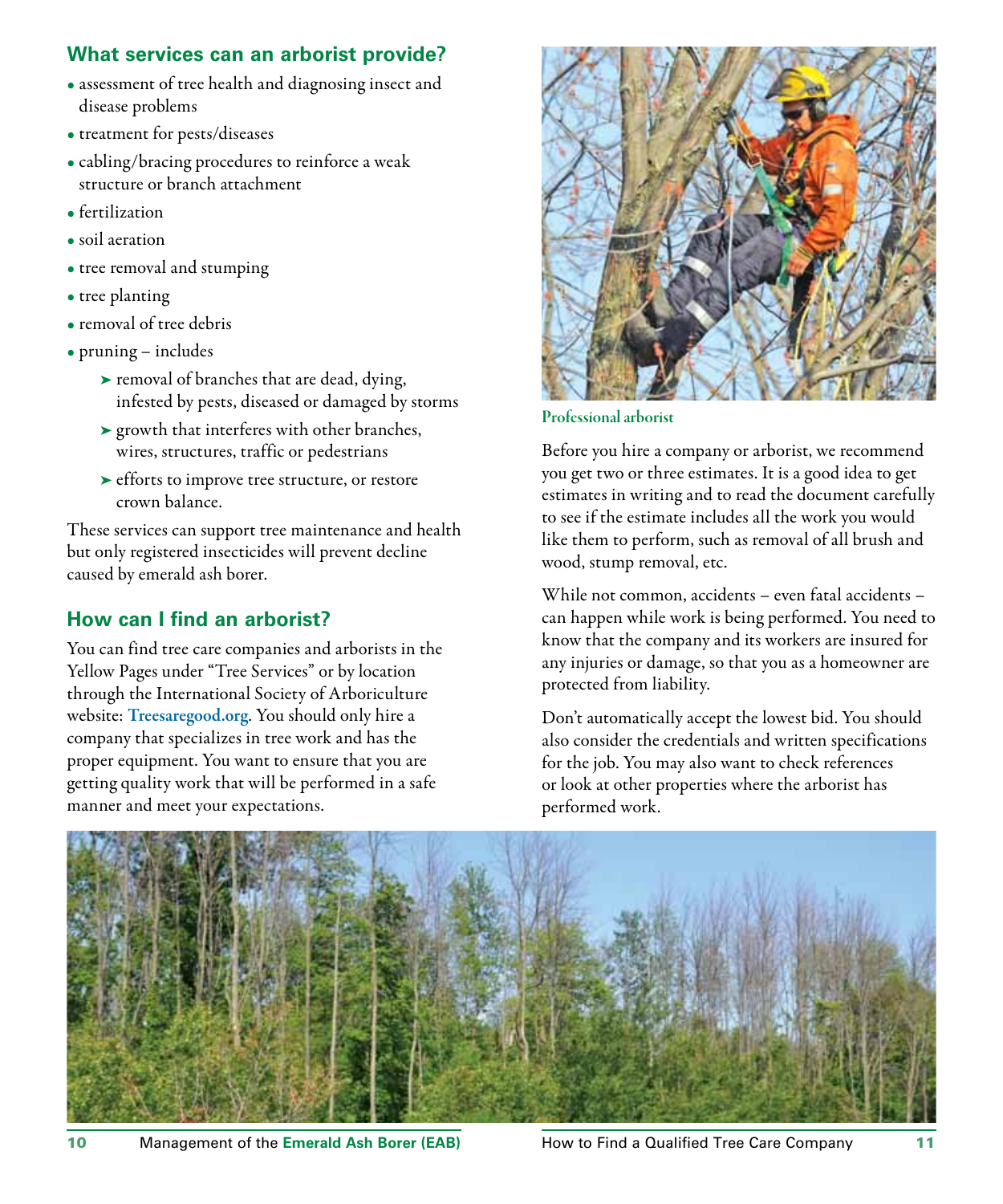## What services can an arborist provide?

- assessment of tree health and diagnosing insect and disease problems
- treatment for pests/diseases
- cabling/bracing procedures to reinforce a weak structure or branch attachment
- fertilization
- soil aeration
- tree removal and stumping
- tree planting
- removal of tree debris
- pruning – includes
  - removal of branches that are dead, dying, infested by pests, diseased or damaged by storms
  - growth that interferes with other branches, wires, structures, traffic or pedestrians
  - efforts to improve tree structure, or restore crown balance.

These services can support tree maintenance and health but only registered insecticides will prevent decline caused by emerald ash borer.

## How can I find an arborist?

You can find tree care companies and arborists in the Yellow Pages under "Tree Services" or by location through the International Society of Arboriculture website: **Treesaregood.org**. You should only hire a company that specializes in tree work and has the proper equipment. You want to ensure that you are getting quality work that will be performed in a safe manner and meet your expectations.

Professional arborist

Before you hire a company or arborist, we recommend you get two or three estimates. It is a good idea to get estimates in writing and to read the document carefully to see if the estimate includes all the work you would like them to perform, such as removal of all brush and wood, stump removal, etc.

While not common, accidents – even fatal accidents – can happen while work is being performed. You need to know that the company and its workers are insured for any injuries or damage, so that you as a homeowner are protected from liability.

Don't automatically accept the lowest bid. You should also consider the credentials and written specifications for the job. You may also want to check references or look at other properties where the arborist has performed work.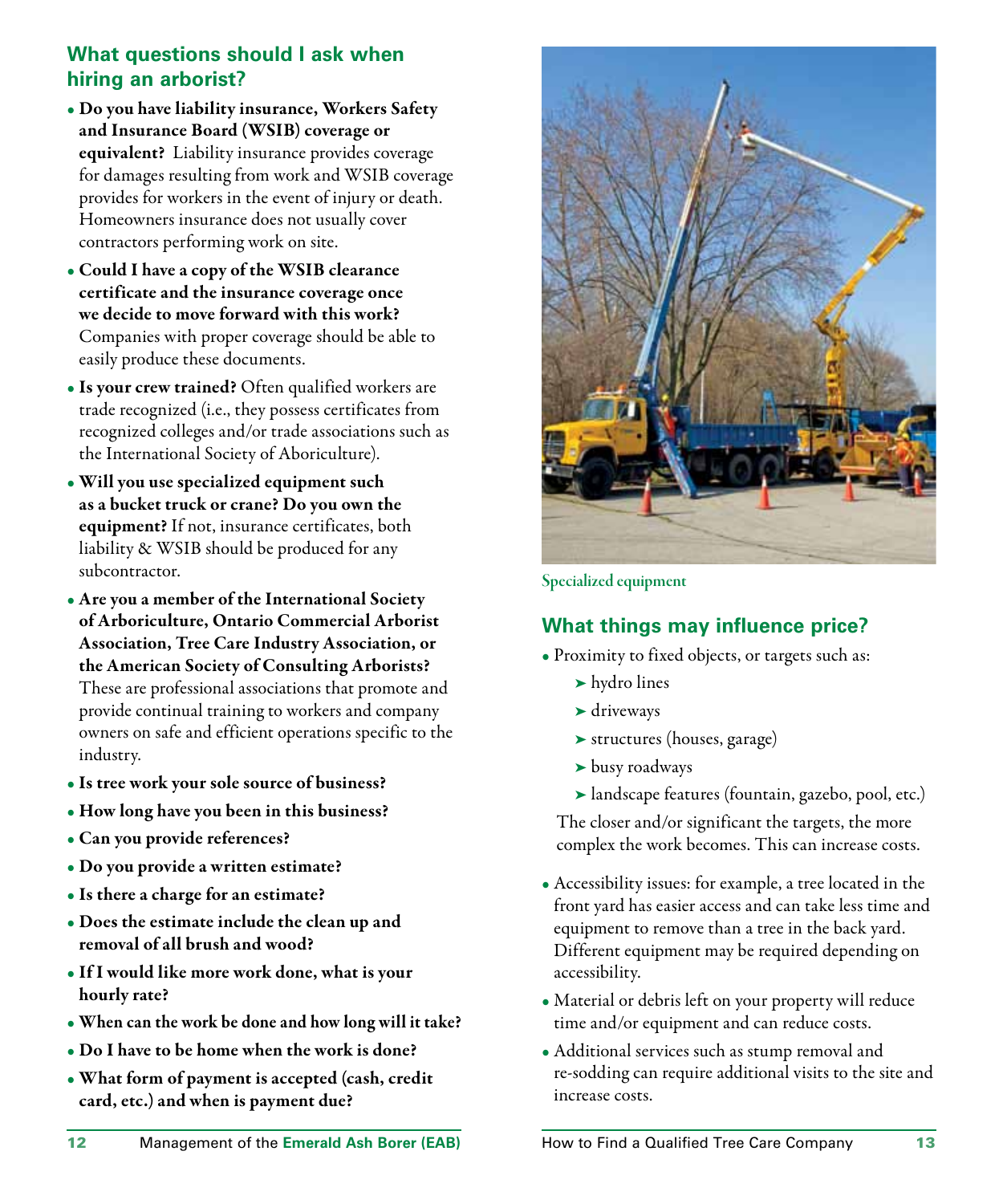## What questions should I ask when hiring an arborist?

- **Do you have liability insurance, Workers Safety and Insurance Board (WSIB) coverage or equivalent?** Liability insurance provides coverage for damages resulting from work and WSIB coverage provides for workers in the event of injury or death. Homeowners insurance does not usually cover contractors performing work on site.
- **Could I have a copy of the WSIB clearance certificate and the insurance coverage once we decide to move forward with this work?** Companies with proper coverage should be able to easily produce these documents.
- **Is your crew trained?** Often qualified workers are trade recognized (i.e., they possess certificates from recognized colleges and/or trade associations such as the International Society of Aboriculture).
- **Will you use specialized equipment such as a bucket truck or crane? Do you own the equipment?** If not, insurance certificates, both liability & WSIB should be produced for any subcontractor.
- **Are you a member of the International Society of Arboriculture, Ontario Commercial Arborist Association, Tree Care Industry Association, or the American Society of Consulting Arborists?** These are professional associations that promote and provide continual training to workers and company owners on safe and efficient operations specific to the industry.
- **Is tree work your sole source of business?**
- **How long have you been in this business?**
- **Can you provide references?**
- **Do you provide a written estimate?**
- **Is there a charge for an estimate?**
- **Does the estimate include the clean up and removal of all brush and wood?**
- **If I would like more work done, what is your hourly rate?**
- **When can the work be done and how long will it take?**
- **Do I have to be home when the work is done?**
- **What form of payment is accepted (cash, credit card, etc.) and when is payment due?**

Specialized equipment

## What things may influence price?

- Proximity to fixed objects, or targets such as:
  - hydro lines
  - driveways
  - structures (houses, garage)
  - busy roadways
  - landscape features (fountain, gazebo, pool, etc.)

  The closer and/or significant the targets, the more complex the work becomes. This can increase costs.

- Accessibility issues: for example, a tree located in the front yard has easier access and can take less time and equipment to remove than a tree in the back yard. Different equipment may be required depending on accessibility.
- Material or debris left on your property will reduce time and/or equipment and can reduce costs.
- Additional services such as stump removal and re-sodding can require additional visits to the site and increase costs.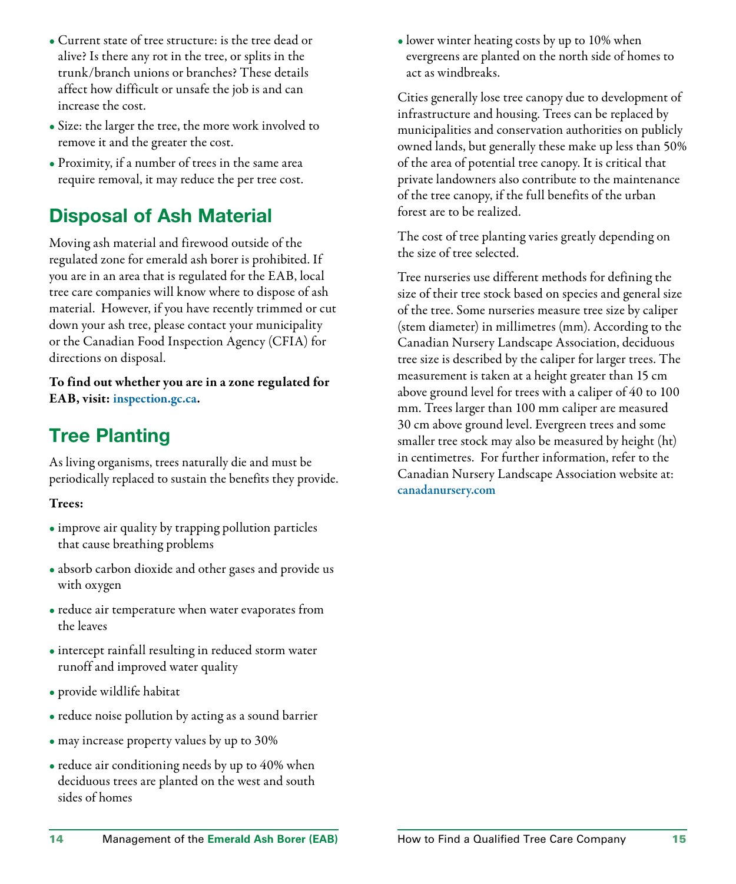- Current state of tree structure: is the tree dead or alive? Is there any rot in the tree, or splits in the trunk/branch unions or branches? These details affect how difficult or unsafe the job is and can increase the cost.
- Size: the larger the tree, the more work involved to remove it and the greater the cost.
- Proximity, if a number of trees in the same area require removal, it may reduce the per tree cost.

## Disposal of Ash Material

Moving ash material and firewood outside of the regulated zone for emerald ash borer is prohibited. If you are in an area that is regulated for the EAB, local tree care companies will know where to dispose of ash material. However, if you have recently trimmed or cut down your ash tree, please contact your municipality or the Canadian Food Inspection Agency (CFIA) for directions on disposal.

**To find out whether you are in a zone regulated for EAB, visit: inspection.gc.ca.**

## Tree Planting

As living organisms, trees naturally die and must be periodically replaced to sustain the benefits they provide.

**Trees:**

- improve air quality by trapping pollution particles that cause breathing problems
- absorb carbon dioxide and other gases and provide us with oxygen
- reduce air temperature when water evaporates from the leaves
- intercept rainfall resulting in reduced storm water runoff and improved water quality
- provide wildlife habitat
- reduce noise pollution by acting as a sound barrier
- may increase property values by up to 30%
- reduce air conditioning needs by up to 40% when deciduous trees are planted on the west and south sides of homes
- lower winter heating costs by up to 10% when evergreens are planted on the north side of homes to act as windbreaks.

Cities generally lose tree canopy due to development of infrastructure and housing. Trees can be replaced by municipalities and conservation authorities on publicly owned lands, but generally these make up less than 50% of the area of potential tree canopy. It is critical that private landowners also contribute to the maintenance of the tree canopy, if the full benefits of the urban forest are to be realized.

The cost of tree planting varies greatly depending on the size of tree selected.

Tree nurseries use different methods for defining the size of their tree stock based on species and general size of the tree. Some nurseries measure tree size by caliper (stem diameter) in millimetres (mm). According to the Canadian Nursery Landscape Association, deciduous tree size is described by the caliper for larger trees. The measurement is taken at a height greater than 15 cm above ground level for trees with a caliper of 40 to 100 mm. Trees larger than 100 mm caliper are measured 30 cm above ground level. Evergreen trees and some smaller tree stock may also be measured by height (ht) in centimetres. For further information, refer to the Canadian Nursery Landscape Association website at: canadanursery.com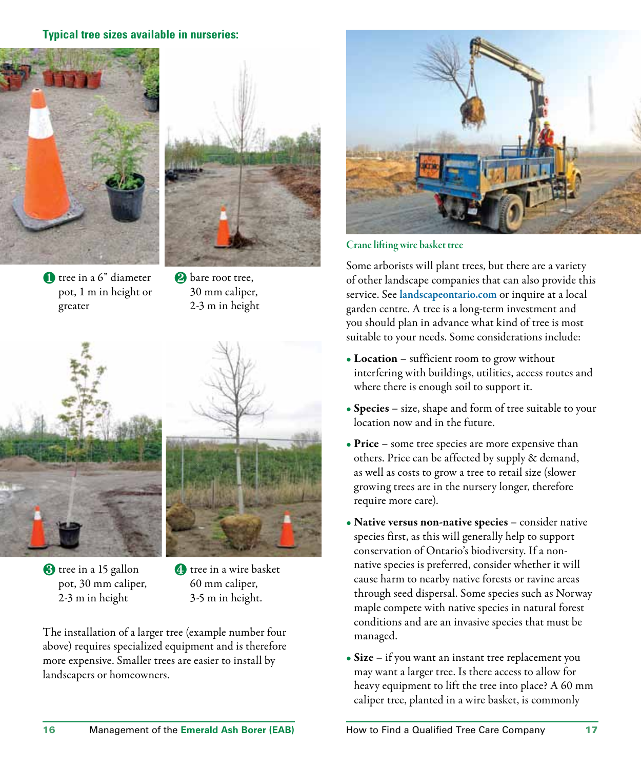**Typical tree sizes available in nurseries:**

1. tree in a 6" diameter pot, 1 m in height or greater
2. bare root tree, 30 mm caliper, 2-3 m in height
3. tree in a 15 gallon pot, 30 mm caliper, 2-3 m in height
4. tree in a wire basket 60 mm caliper, 3-5 m in height.

The installation of a larger tree (example number four above) requires specialized equipment and is therefore more expensive. Smaller trees are easier to install by landscapers or homeowners.

Crane lifting wire basket tree

Some arborists will plant trees, but there are a variety of other landscape companies that can also provide this service. See landscapeontario.com or inquire at a local garden centre. A tree is a long-term investment and you should plan in advance what kind of tree is most suitable to your needs. Some considerations include:

- **Location** – sufficient room to grow without interfering with buildings, utilities, access routes and where there is enough soil to support it.
- **Species** – size, shape and form of tree suitable to your location now and in the future.
- **Price** – some tree species are more expensive than others. Price can be affected by supply & demand, as well as costs to grow a tree to retail size (slower growing trees are in the nursery longer, therefore require more care).
- **Native versus non-native species** – consider native species first, as this will generally help to support conservation of Ontario's biodiversity. If a non-native species is preferred, consider whether it will cause harm to nearby native forests or ravine areas through seed dispersal. Some species such as Norway maple compete with native species in natural forest conditions and are an invasive species that must be managed.
- **Size** – if you want an instant tree replacement you may want a larger tree. Is there access to allow for heavy equipment to lift the tree into place? A 60 mm caliper tree, planted in a wire basket, is commonly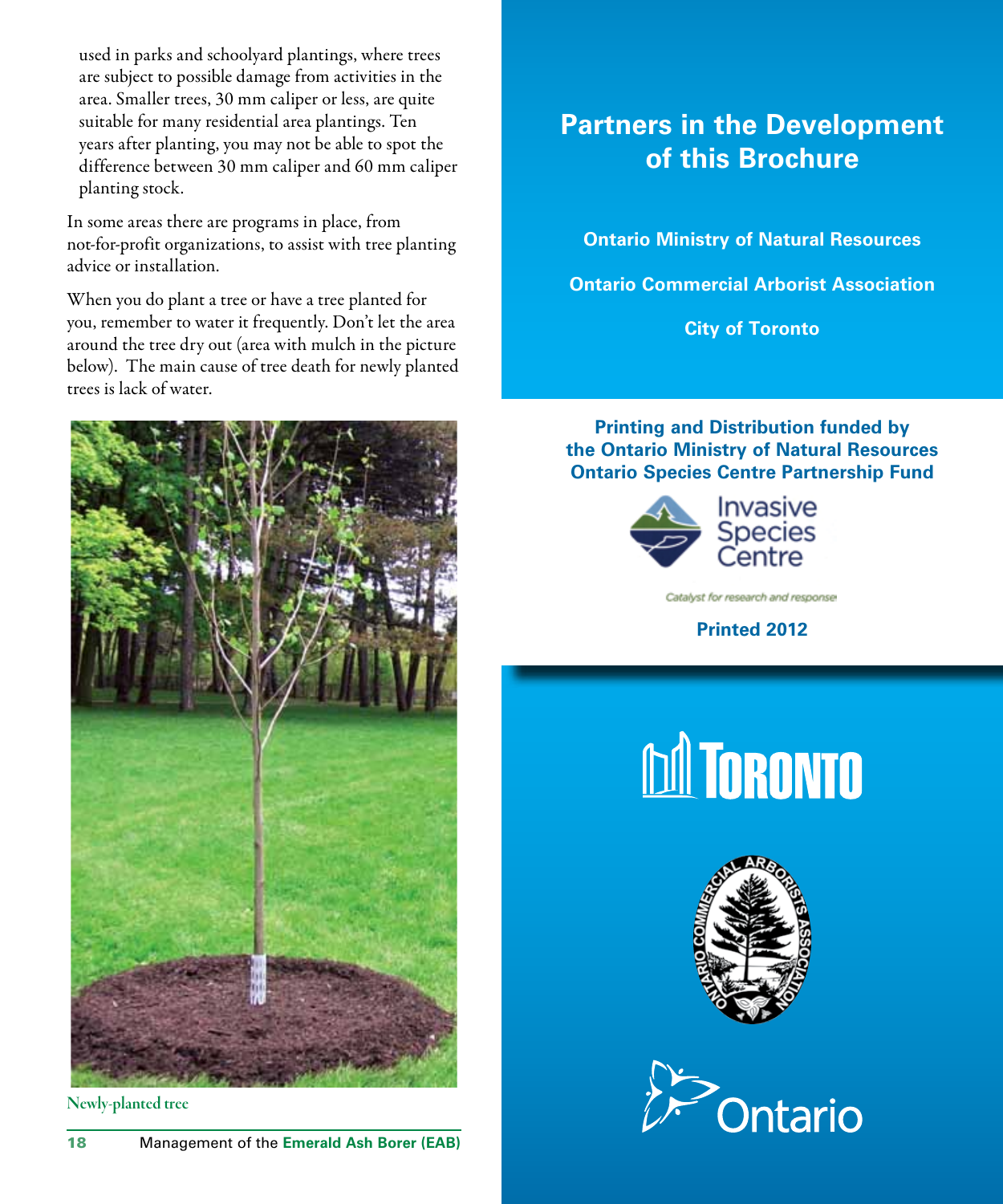used in parks and schoolyard plantings, where trees are subject to possible damage from activities in the area. Smaller trees, 30 mm caliper or less, are quite suitable for many residential area plantings. Ten years after planting, you may not be able to spot the difference between 30 mm caliper and 60 mm caliper planting stock.

In some areas there are programs in place, from not-for-profit organizations, to assist with tree planting advice or installation.

When you do plant a tree or have a tree planted for you, remember to water it frequently. Don't let the area around the tree dry out (area with mulch in the picture below). The main cause of tree death for newly planted trees is lack of water.

Newly-planted tree

## Partners in the Development of this Brochure

**Ontario Ministry of Natural Resources**

**Ontario Commercial Arborist Association**

**City of Toronto**

**Printing and Distribution funded by the Ontario Ministry of Natural Resources Ontario Species Centre Partnership Fund**

Invasive Species Centre

Catalyst for research and response

**Printed 2012**

Toronto

Ontario Commercial Arborists Association

Ontario